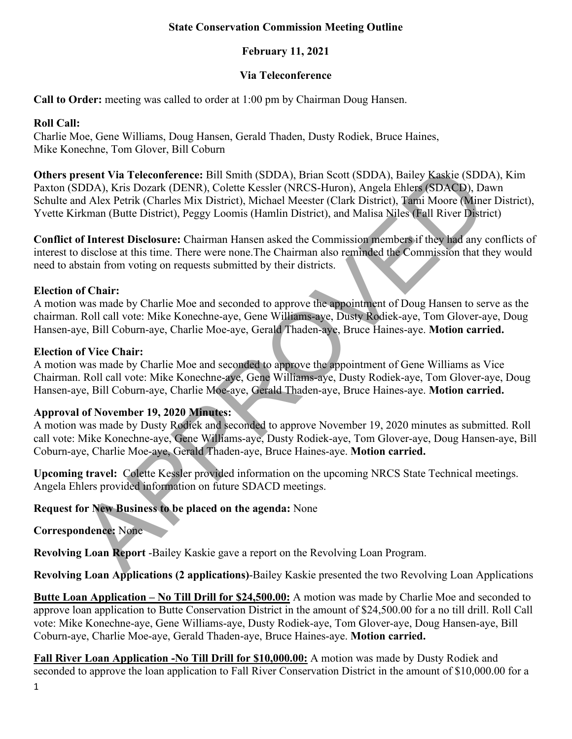**State Conservation Commission Meeting Outline**

**February 11, 2021**

**Via Teleconference**

**Call to Order:** meeting was called to order at 1:00 pm by Chairman Doug Hansen.

**Roll Call:**
Charlie Moe, Gene Williams, Doug Hansen, Gerald Thaden, Dusty Rodiek, Bruce Haines, Mike Konechne, Tom Glover, Bill Coburn

**Others present Via Teleconference:** Bill Smith (SDDA), Brian Scott (SDDA), Bailey Kaskie (SDDA), Kim Paxton (SDDA), Kris Dozark (DENR), Colette Kessler (NRCS-Huron), Angela Ehlers (SDACD), Dawn Schulte and Alex Petrik (Charles Mix District), Michael Meester (Clark District), Tami Moore (Miner District), Yvette Kirkman (Butte District), Peggy Loomis (Hamlin District), and Malisa Niles (Fall River District)

**Conflict of Interest Disclosure:** Chairman Hansen asked the Commission members if they had any conflicts of interest to disclose at this time. There were none.The Chairman also reminded the Commission that they would need to abstain from voting on requests submitted by their districts.

**Election of Chair:**
A motion was made by Charlie Moe and seconded to approve the appointment of Doug Hansen to serve as the chairman. Roll call vote: Mike Konechne-aye, Gene Williams-aye, Dusty Rodiek-aye, Tom Glover-aye, Doug Hansen-aye, Bill Coburn-aye, Charlie Moe-aye, Gerald Thaden-aye, Bruce Haines-aye. **Motion carried.**

**Election of Vice Chair:**
A motion was made by Charlie Moe and seconded to approve the appointment of Gene Williams as Vice Chairman. Roll call vote: Mike Konechne-aye, Gene Williams-aye, Dusty Rodiek-aye, Tom Glover-aye, Doug Hansen-aye, Bill Coburn-aye, Charlie Moe-aye, Gerald Thaden-aye, Bruce Haines-aye. **Motion carried.**

**Approval of November 19, 2020 Minutes:**
A motion was made by Dusty Rodiek and seconded to approve November 19, 2020 minutes as submitted. Roll call vote: Mike Konechne-aye, Gene Williams-aye, Dusty Rodiek-aye, Tom Glover-aye, Doug Hansen-aye, Bill Coburn-aye, Charlie Moe-aye, Gerald Thaden-aye, Bruce Haines-aye. **Motion carried.**

**Upcoming travel:** Colette Kessler provided information on the upcoming NRCS State Technical meetings. Angela Ehlers provided information on future SDACD meetings.

**Request for New Business to be placed on the agenda:** None

**Correspondence:** None

**Revolving Loan Report** -Bailey Kaskie gave a report on the Revolving Loan Program.

**Revolving Loan Applications (2 applications)**-Bailey Kaskie presented the two Revolving Loan Applications

**Butte Loan Application – No Till Drill for $24,500.00:** A motion was made by Charlie Moe and seconded to approve loan application to Butte Conservation District in the amount of $24,500.00 for a no till drill. Roll Call vote: Mike Konechne-aye, Gene Williams-aye, Dusty Rodiek-aye, Tom Glover-aye, Doug Hansen-aye, Bill Coburn-aye, Charlie Moe-aye, Gerald Thaden-aye, Bruce Haines-aye. **Motion carried.**

**Fall River Loan Application -No Till Drill for $10,000.00:** A motion was made by Dusty Rodiek and seconded to approve the loan application to Fall River Conservation District in the amount of $10,000.00 for a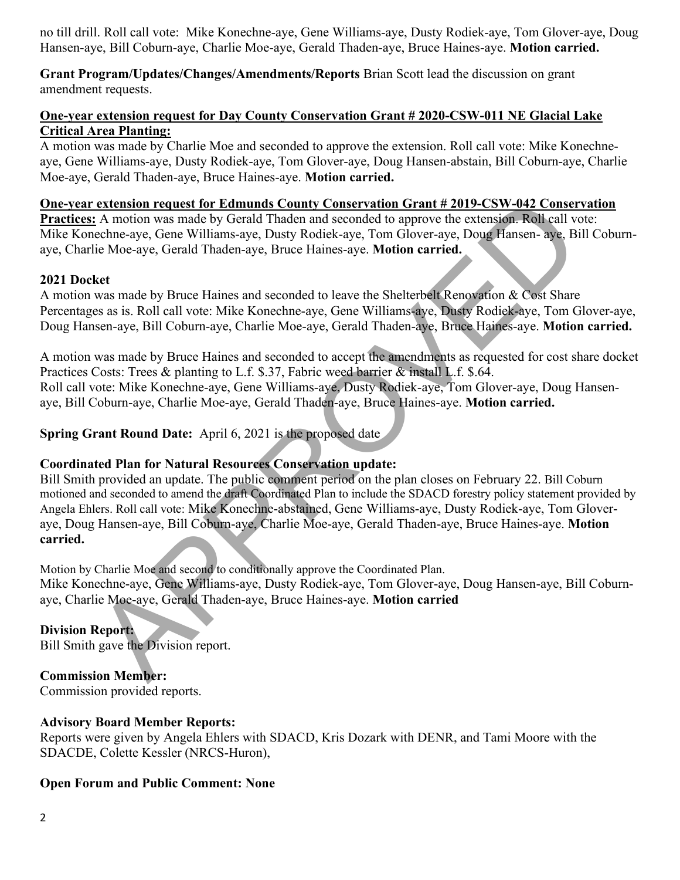no till drill. Roll call vote: Mike Konechne-aye, Gene Williams-aye, Dusty Rodiek-aye, Tom Glover-aye, Doug Hansen-aye, Bill Coburn-aye, Charlie Moe-aye, Gerald Thaden-aye, Bruce Haines-aye. **Motion carried.**

**Grant Program/Updates/Changes/Amendments/Reports** Brian Scott lead the discussion on grant amendment requests.

**One-year extension request for Day County Conservation Grant # 2020-CSW-011 NE Glacial Lake Critical Area Planting:**
A motion was made by Charlie Moe and seconded to approve the extension. Roll call vote: Mike Konechne-aye, Gene Williams-aye, Dusty Rodiek-aye, Tom Glover-aye, Doug Hansen-abstain, Bill Coburn-aye, Charlie Moe-aye, Gerald Thaden-aye, Bruce Haines-aye. **Motion carried.**

**One-year extension request for Edmunds County Conservation Grant # 2019-CSW-042 Conservation Practices:** A motion was made by Gerald Thaden and seconded to approve the extension. Roll call vote: Mike Konechne-aye, Gene Williams-aye, Dusty Rodiek-aye, Tom Glover-aye, Doug Hansen- aye, Bill Coburn-aye, Charlie Moe-aye, Gerald Thaden-aye, Bruce Haines-aye. **Motion carried.**

**2021 Docket**
A motion was made by Bruce Haines and seconded to leave the Shelterbelt Renovation & Cost Share Percentages as is. Roll call vote: Mike Konechne-aye, Gene Williams-aye, Dusty Rodiek-aye, Tom Glover-aye, Doug Hansen-aye, Bill Coburn-aye, Charlie Moe-aye, Gerald Thaden-aye, Bruce Haines-aye. **Motion carried.**

A motion was made by Bruce Haines and seconded to accept the amendments as requested for cost share docket Practices Costs: Trees & planting to L.f. $.37, Fabric weed barrier & install L.f. $.64.
Roll call vote: Mike Konechne-aye, Gene Williams-aye, Dusty Rodiek-aye, Tom Glover-aye, Doug Hansen-aye, Bill Coburn-aye, Charlie Moe-aye, Gerald Thaden-aye, Bruce Haines-aye. **Motion carried.**

**Spring Grant Round Date:** April 6, 2021 is the proposed date

**Coordinated Plan for Natural Resources Conservation update:**
Bill Smith provided an update. The public comment period on the plan closes on February 22. Bill Coburn motioned and seconded to amend the draft Coordinated Plan to include the SDACD forestry policy statement provided by Angela Ehlers. Roll call vote: Mike Konechne-abstained, Gene Williams-aye, Dusty Rodiek-aye, Tom Glover-aye, Doug Hansen-aye, Bill Coburn-aye, Charlie Moe-aye, Gerald Thaden-aye, Bruce Haines-aye. **Motion carried.**

Motion by Charlie Moe and second to conditionally approve the Coordinated Plan.
Mike Konechne-aye, Gene Williams-aye, Dusty Rodiek-aye, Tom Glover-aye, Doug Hansen-aye, Bill Coburn-aye, Charlie Moe-aye, Gerald Thaden-aye, Bruce Haines-aye. **Motion carried**

**Division Report:**
Bill Smith gave the Division report.

**Commission Member:**
Commission provided reports.

**Advisory Board Member Reports:**
Reports were given by Angela Ehlers with SDACD, Kris Dozark with DENR, and Tami Moore with the SDACDE, Colette Kessler (NRCS-Huron),

**Open Forum and Public Comment: None**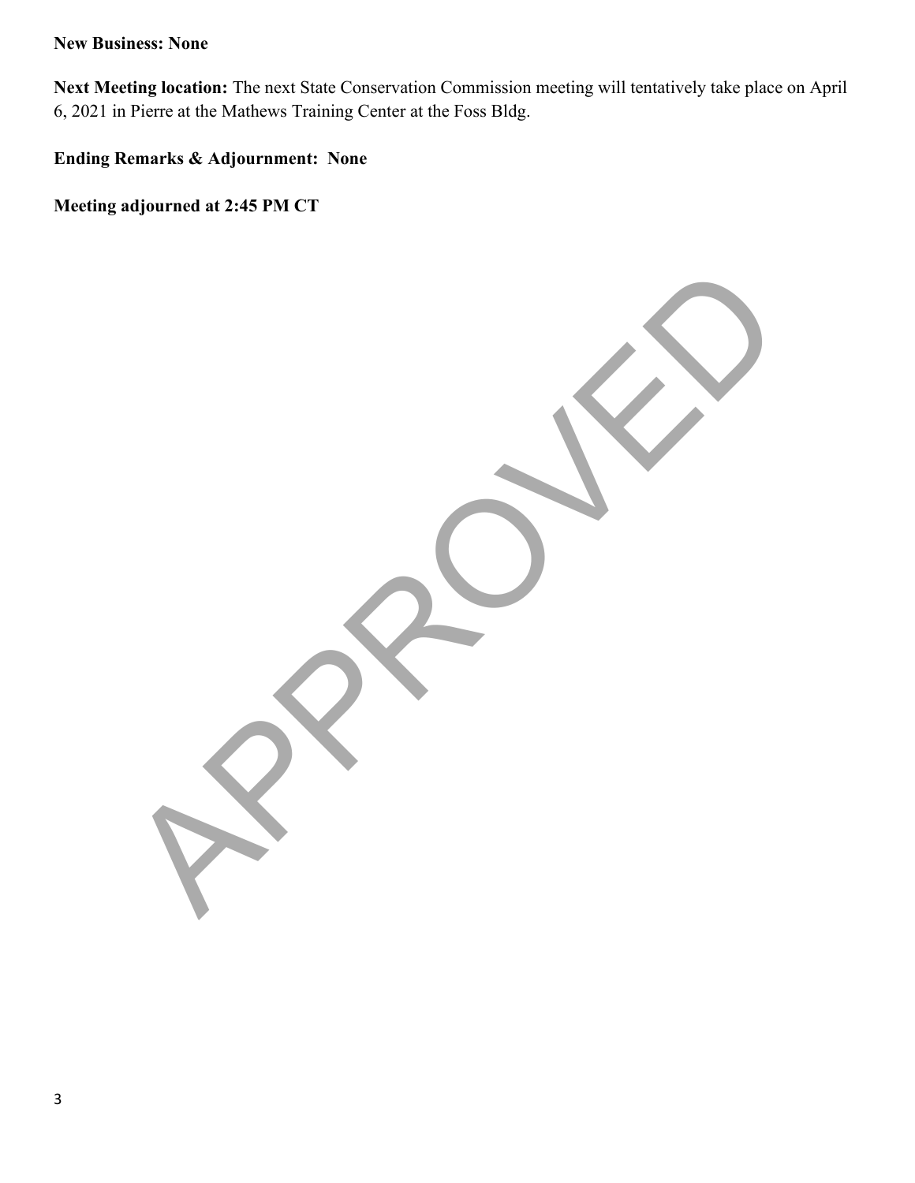**New Business: None**

**Next Meeting location:** The next State Conservation Commission meeting will tentatively take place on April 6, 2021 in Pierre at the Mathews Training Center at the Foss Bldg.

**Ending Remarks & Adjournment: None**

**Meeting adjourned at 2:45 PM CT**

APPROVED